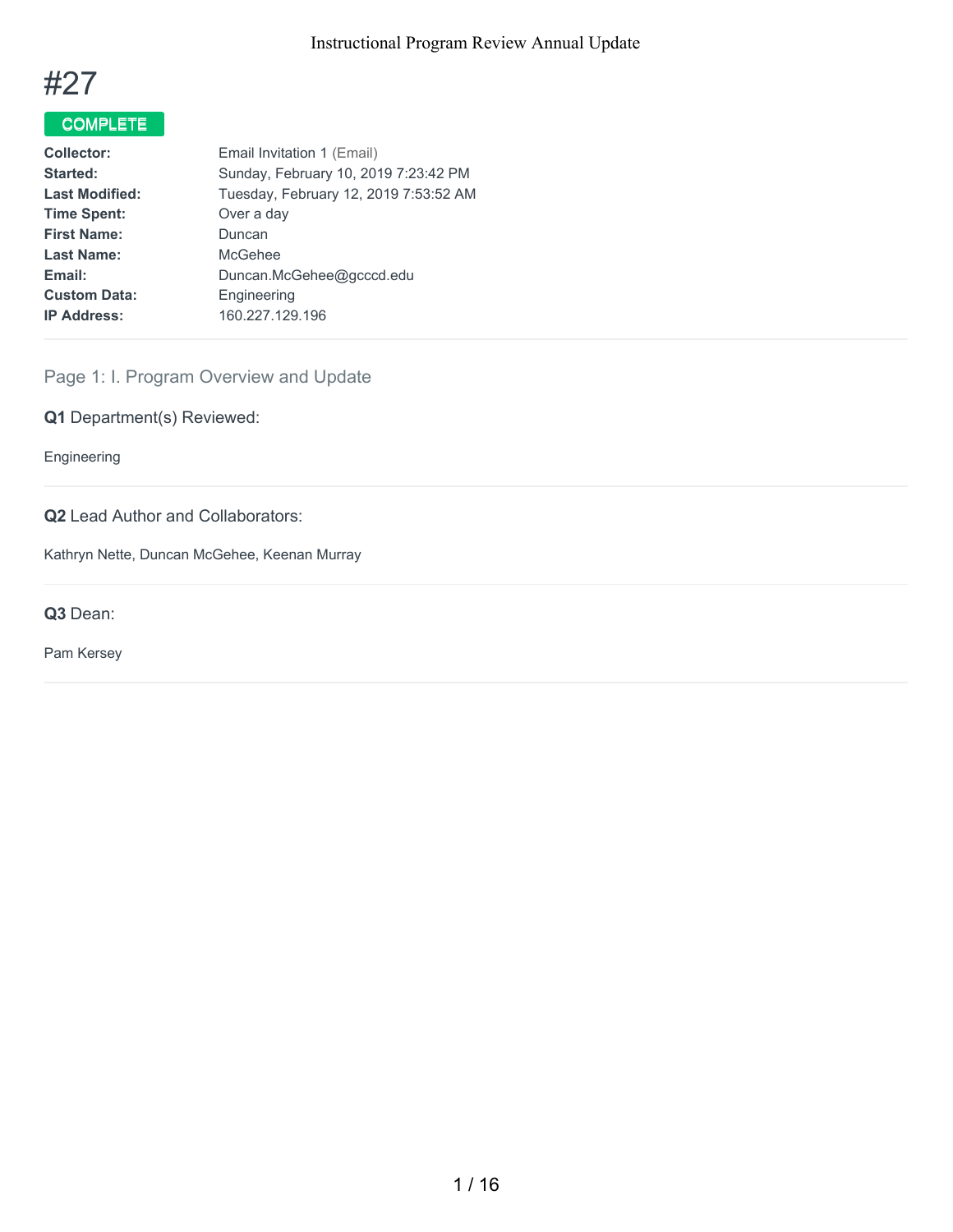# #27

**COMPLETE**

| | |
|---|---|
| **Collector:** | Email Invitation 1 (Email) |
| **Started:** | Sunday, February 10, 2019 7:23:42 PM |
| **Last Modified:** | Tuesday, February 12, 2019 7:53:52 AM |
| **Time Spent:** | Over a day |
| **First Name:** | Duncan |
| **Last Name:** | McGehee |
| **Email:** | Duncan.McGehee@gcccd.edu |
| **Custom Data:** | Engineering |
| **IP Address:** | 160.227.129.196 |

## Page 1: I. Program Overview and Update

### Q1 Department(s) Reviewed:

Engineering

### Q2 Lead Author and Collaborators:

Kathryn Nette, Duncan McGehee, Keenan Murray

### Q3 Dean:

Pam Kersey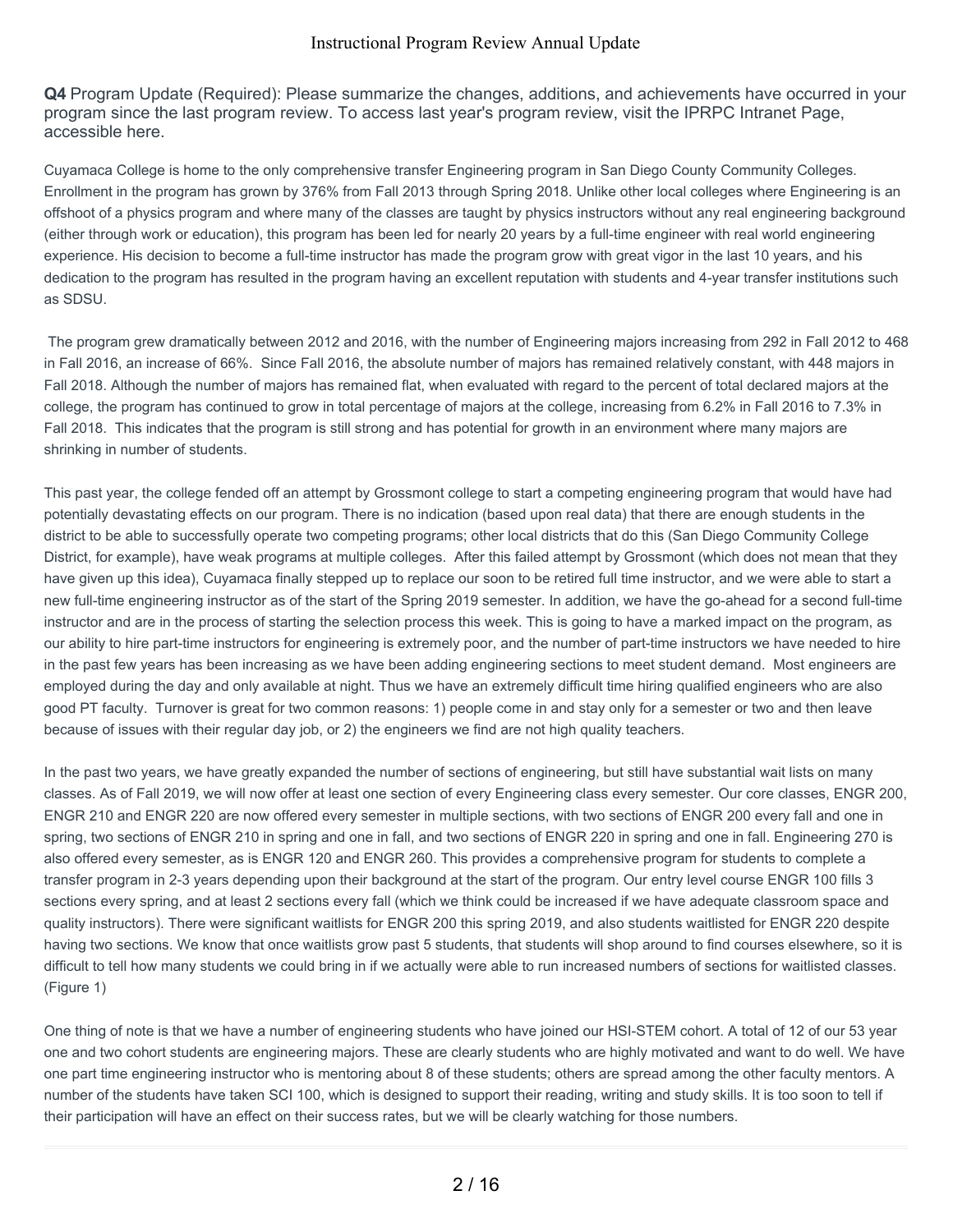**Q4** Program Update (Required): Please summarize the changes, additions, and achievements have occurred in your program since the last program review. To access last year's program review, visit the IPRPC Intranet Page, accessible here.

Cuyamaca College is home to the only comprehensive transfer Engineering program in San Diego County Community Colleges. Enrollment in the program has grown by 376% from Fall 2013 through Spring 2018. Unlike other local colleges where Engineering is an offshoot of a physics program and where many of the classes are taught by physics instructors without any real engineering background (either through work or education), this program has been led for nearly 20 years by a full-time engineer with real world engineering experience. His decision to become a full-time instructor has made the program grow with great vigor in the last 10 years, and his dedication to the program has resulted in the program having an excellent reputation with students and 4-year transfer institutions such as SDSU.

The program grew dramatically between 2012 and 2016, with the number of Engineering majors increasing from 292 in Fall 2012 to 468 in Fall 2016, an increase of 66%. Since Fall 2016, the absolute number of majors has remained relatively constant, with 448 majors in Fall 2018. Although the number of majors has remained flat, when evaluated with regard to the percent of total declared majors at the college, the program has continued to grow in total percentage of majors at the college, increasing from 6.2% in Fall 2016 to 7.3% in Fall 2018. This indicates that the program is still strong and has potential for growth in an environment where many majors are shrinking in number of students.

This past year, the college fended off an attempt by Grossmont college to start a competing engineering program that would have had potentially devastating effects on our program. There is no indication (based upon real data) that there are enough students in the district to be able to successfully operate two competing programs; other local districts that do this (San Diego Community College District, for example), have weak programs at multiple colleges. After this failed attempt by Grossmont (which does not mean that they have given up this idea), Cuyamaca finally stepped up to replace our soon to be retired full time instructor, and we were able to start a new full-time engineering instructor as of the start of the Spring 2019 semester. In addition, we have the go-ahead for a second full-time instructor and are in the process of starting the selection process this week. This is going to have a marked impact on the program, as our ability to hire part-time instructors for engineering is extremely poor, and the number of part-time instructors we have needed to hire in the past few years has been increasing as we have been adding engineering sections to meet student demand. Most engineers are employed during the day and only available at night. Thus we have an extremely difficult time hiring qualified engineers who are also good PT faculty. Turnover is great for two common reasons: 1) people come in and stay only for a semester or two and then leave because of issues with their regular day job, or 2) the engineers we find are not high quality teachers.

In the past two years, we have greatly expanded the number of sections of engineering, but still have substantial wait lists on many classes. As of Fall 2019, we will now offer at least one section of every Engineering class every semester. Our core classes, ENGR 200, ENGR 210 and ENGR 220 are now offered every semester in multiple sections, with two sections of ENGR 200 every fall and one in spring, two sections of ENGR 210 in spring and one in fall, and two sections of ENGR 220 in spring and one in fall. Engineering 270 is also offered every semester, as is ENGR 120 and ENGR 260. This provides a comprehensive program for students to complete a transfer program in 2-3 years depending upon their background at the start of the program. Our entry level course ENGR 100 fills 3 sections every spring, and at least 2 sections every fall (which we think could be increased if we have adequate classroom space and quality instructors). There were significant waitlists for ENGR 200 this spring 2019, and also students waitlisted for ENGR 220 despite having two sections. We know that once waitlists grow past 5 students, that students will shop around to find courses elsewhere, so it is difficult to tell how many students we could bring in if we actually were able to run increased numbers of sections for waitlisted classes. (Figure 1)

One thing of note is that we have a number of engineering students who have joined our HSI-STEM cohort. A total of 12 of our 53 year one and two cohort students are engineering majors. These are clearly students who are highly motivated and want to do well. We have one part time engineering instructor who is mentoring about 8 of these students; others are spread among the other faculty mentors. A number of the students have taken SCI 100, which is designed to support their reading, writing and study skills. It is too soon to tell if their participation will have an effect on their success rates, but we will be clearly watching for those numbers.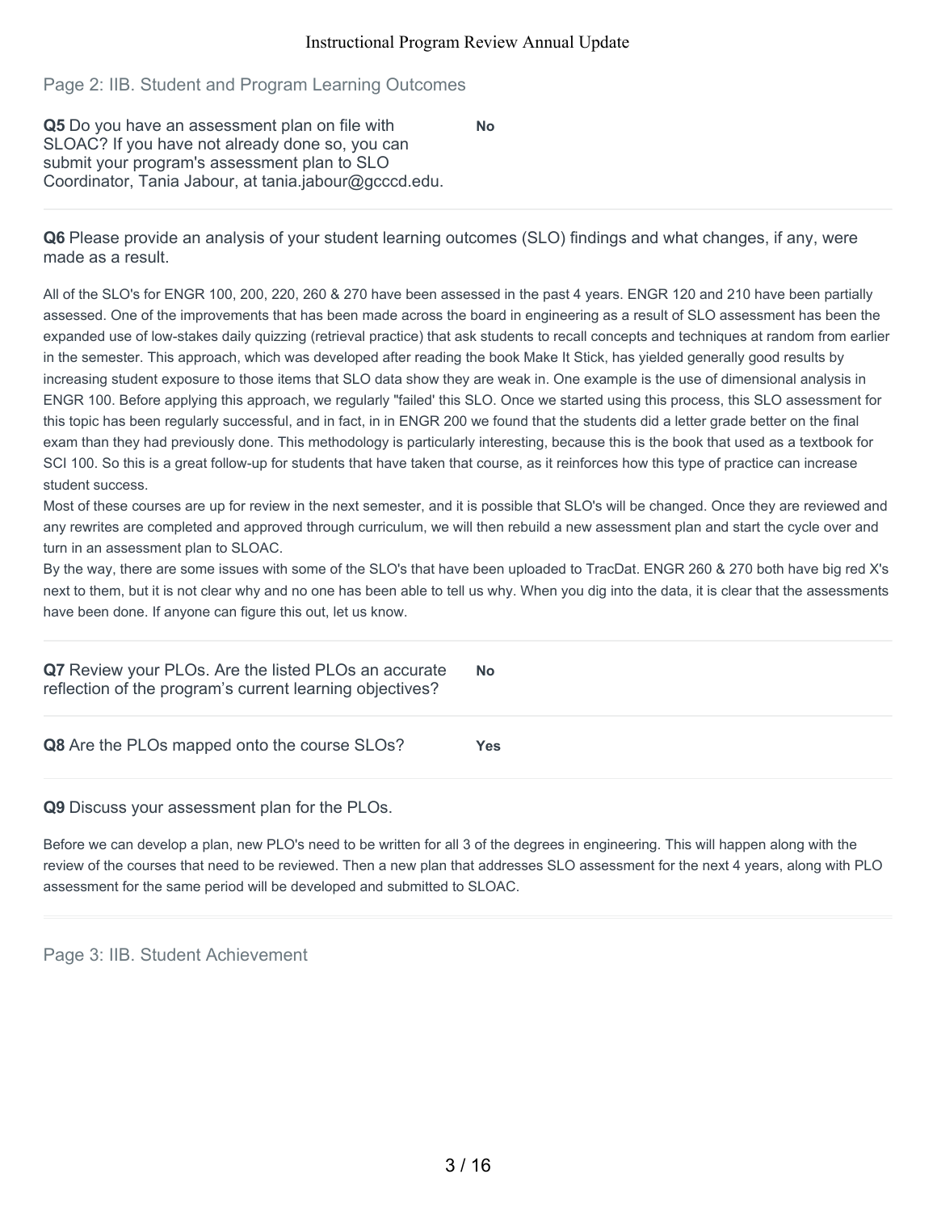## Page 2: IIB. Student and Program Learning Outcomes

**Q5** Do you have an assessment plan on file with SLOAC? If you have not already done so, you can submit your program's assessment plan to SLO Coordinator, Tania Jabour, at tania.jabour@gcccd.edu.

**No**

**Q6** Please provide an analysis of your student learning outcomes (SLO) findings and what changes, if any, were made as a result.

All of the SLO's for ENGR 100, 200, 220, 260 & 270 have been assessed in the past 4 years. ENGR 120 and 210 have been partially assessed. One of the improvements that has been made across the board in engineering as a result of SLO assessment has been the expanded use of low-stakes daily quizzing (retrieval practice) that ask students to recall concepts and techniques at random from earlier in the semester. This approach, which was developed after reading the book Make It Stick, has yielded generally good results by increasing student exposure to those items that SLO data show they are weak in. One example is the use of dimensional analysis in ENGR 100. Before applying this approach, we regularly "failed' this SLO. Once we started using this process, this SLO assessment for this topic has been regularly successful, and in fact, in in ENGR 200 we found that the students did a letter grade better on the final exam than they had previously done. This methodology is particularly interesting, because this is the book that used as a textbook for SCI 100. So this is a great follow-up for students that have taken that course, as it reinforces how this type of practice can increase student success.
Most of these courses are up for review in the next semester, and it is possible that SLO's will be changed. Once they are reviewed and any rewrites are completed and approved through curriculum, we will then rebuild a new assessment plan and start the cycle over and turn in an assessment plan to SLOAC.
By the way, there are some issues with some of the SLO's that have been uploaded to TracDat. ENGR 260 & 270 both have big red X's next to them, but it is not clear why and no one has been able to tell us why. When you dig into the data, it is clear that the assessments have been done. If anyone can figure this out, let us know.

**Q7** Review your PLOs. Are the listed PLOs an accurate reflection of the program's current learning objectives?

**No**

**Q8** Are the PLOs mapped onto the course SLOs?

**Yes**

**Q9** Discuss your assessment plan for the PLOs.

Before we can develop a plan, new PLO's need to be written for all 3 of the degrees in engineering. This will happen along with the review of the courses that need to be reviewed. Then a new plan that addresses SLO assessment for the next 4 years, along with PLO assessment for the same period will be developed and submitted to SLOAC.

## Page 3: IIB. Student Achievement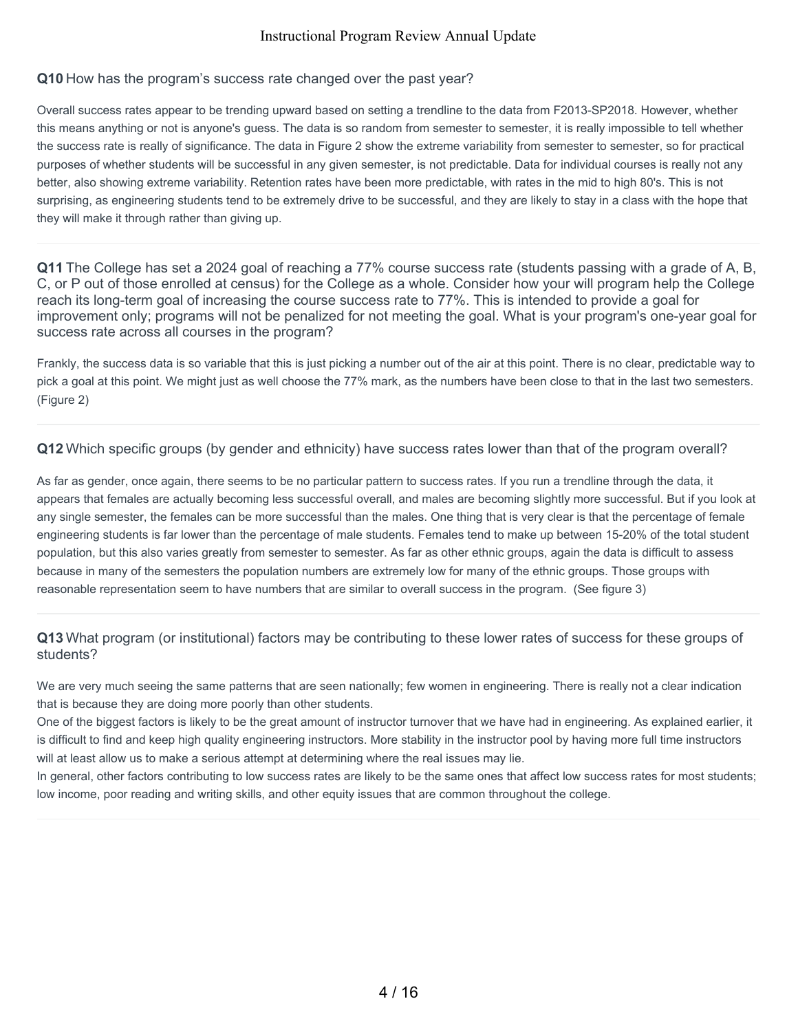**Q10** How has the program's success rate changed over the past year?

Overall success rates appear to be trending upward based on setting a trendline to the data from F2013-SP2018. However, whether this means anything or not is anyone's guess. The data is so random from semester to semester, it is really impossible to tell whether the success rate is really of significance. The data in Figure 2 show the extreme variability from semester to semester, so for practical purposes of whether students will be successful in any given semester, is not predictable. Data for individual courses is really not any better, also showing extreme variability. Retention rates have been more predictable, with rates in the mid to high 80's. This is not surprising, as engineering students tend to be extremely drive to be successful, and they are likely to stay in a class with the hope that they will make it through rather than giving up.

---

**Q11** The College has set a 2024 goal of reaching a 77% course success rate (students passing with a grade of A, B, C, or P out of those enrolled at census) for the College as a whole. Consider how your will program help the College reach its long-term goal of increasing the course success rate to 77%. This is intended to provide a goal for improvement only; programs will not be penalized for not meeting the goal. What is your program's one-year goal for success rate across all courses in the program?

Frankly, the success data is so variable that this is just picking a number out of the air at this point. There is no clear, predictable way to pick a goal at this point. We might just as well choose the 77% mark, as the numbers have been close to that in the last two semesters. (Figure 2)

---

**Q12** Which specific groups (by gender and ethnicity) have success rates lower than that of the program overall?

As far as gender, once again, there seems to be no particular pattern to success rates. If you run a trendline through the data, it appears that females are actually becoming less successful overall, and males are becoming slightly more successful. But if you look at any single semester, the females can be more successful than the males. One thing that is very clear is that the percentage of female engineering students is far lower than the percentage of male students. Females tend to make up between 15-20% of the total student population, but this also varies greatly from semester to semester. As far as other ethnic groups, again the data is difficult to assess because in many of the semesters the population numbers are extremely low for many of the ethnic groups. Those groups with reasonable representation seem to have numbers that are similar to overall success in the program. (See figure 3)

---

**Q13** What program (or institutional) factors may be contributing to these lower rates of success for these groups of students?

We are very much seeing the same patterns that are seen nationally; few women in engineering. There is really not a clear indication that is because they are doing more poorly than other students.

One of the biggest factors is likely to be the great amount of instructor turnover that we have had in engineering. As explained earlier, it is difficult to find and keep high quality engineering instructors. More stability in the instructor pool by having more full time instructors will at least allow us to make a serious attempt at determining where the real issues may lie.

In general, other factors contributing to low success rates are likely to be the same ones that affect low success rates for most students; low income, poor reading and writing skills, and other equity issues that are common throughout the college.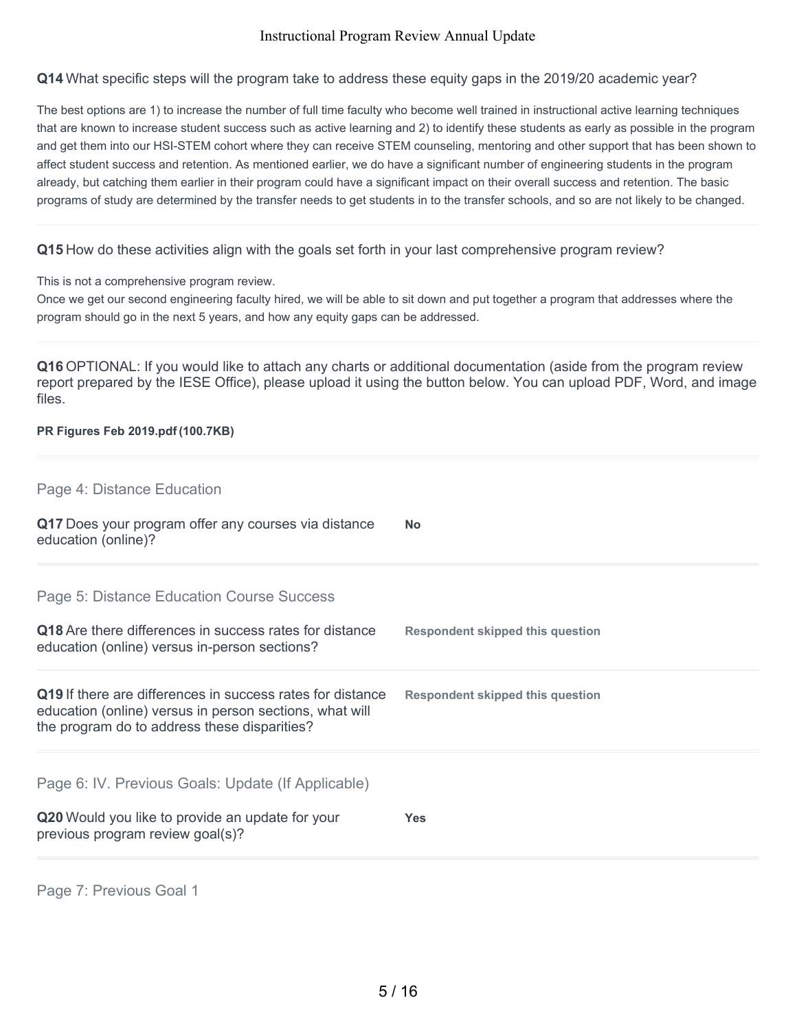**Q14** What specific steps will the program take to address these equity gaps in the 2019/20 academic year?

The best options are 1) to increase the number of full time faculty who become well trained in instructional active learning techniques that are known to increase student success such as active learning and 2) to identify these students as early as possible in the program and get them into our HSI-STEM cohort where they can receive STEM counseling, mentoring and other support that has been shown to affect student success and retention. As mentioned earlier, we do have a significant number of engineering students in the program already, but catching them earlier in their program could have a significant impact on their overall success and retention. The basic programs of study are determined by the transfer needs to get students in to the transfer schools, and so are not likely to be changed.

**Q15** How do these activities align with the goals set forth in your last comprehensive program review?

This is not a comprehensive program review.
Once we get our second engineering faculty hired, we will be able to sit down and put together a program that addresses where the program should go in the next 5 years, and how any equity gaps can be addressed.

**Q16** OPTIONAL: If you would like to attach any charts or additional documentation (aside from the program review report prepared by the IESE Office), please upload it using the button below. You can upload PDF, Word, and image files.

**PR Figures Feb 2019.pdf (100.7KB)**

## Page 4: Distance Education

**Q17** Does your program offer any courses via distance education (online)? — **No**

## Page 5: Distance Education Course Success

**Q18** Are there differences in success rates for distance education (online) versus in-person sections? — **Respondent skipped this question**

**Q19** If there are differences in success rates for distance education (online) versus in person sections, what will the program do to address these disparities? — **Respondent skipped this question**

## Page 6: IV. Previous Goals: Update (If Applicable)

**Q20** Would you like to provide an update for your previous program review goal(s)? — **Yes**

## Page 7: Previous Goal 1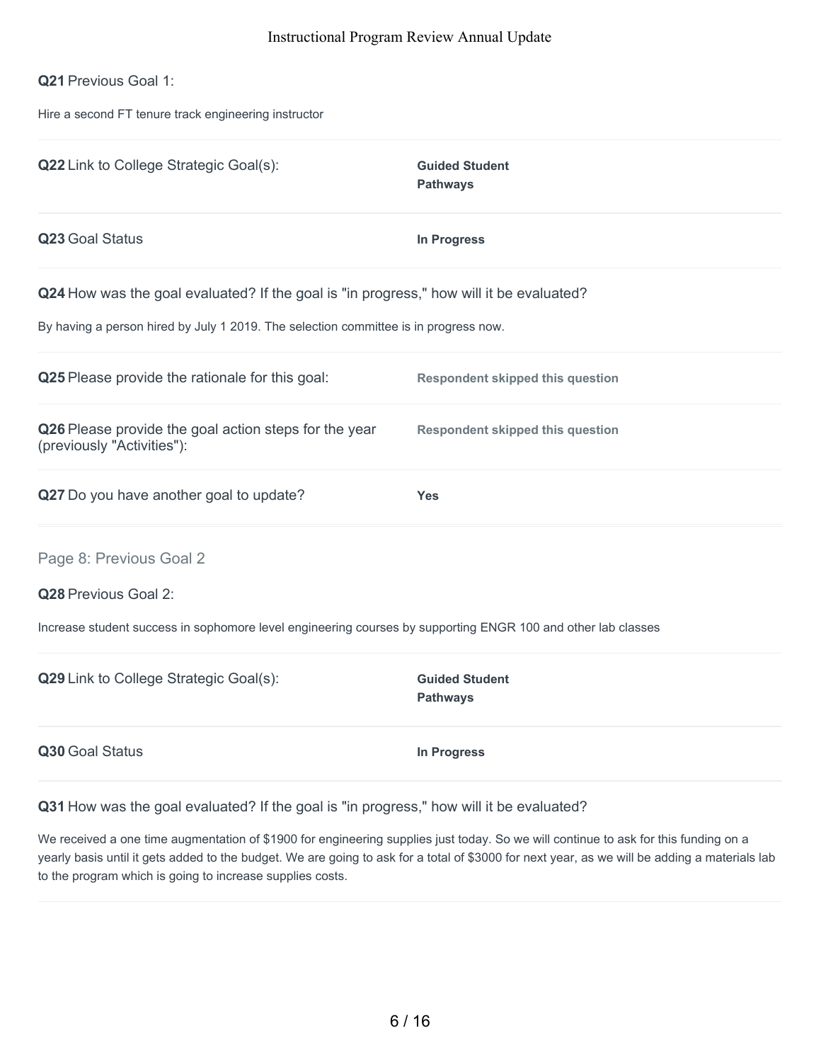**Q21** Previous Goal 1:

Hire a second FT tenure track engineering instructor

**Q22** Link to College Strategic Goal(s): **Guided Student Pathways**

**Q23** Goal Status **In Progress**

**Q24** How was the goal evaluated? If the goal is "in progress," how will it be evaluated?

By having a person hired by July 1 2019. The selection committee is in progress now.

**Q25** Please provide the rationale for this goal: **Respondent skipped this question**

**Q26** Please provide the goal action steps for the year (previously "Activities"): **Respondent skipped this question**

**Q27** Do you have another goal to update? **Yes**

## Page 8: Previous Goal 2

**Q28** Previous Goal 2:

Increase student success in sophomore level engineering courses by supporting ENGR 100 and other lab classes

**Q29** Link to College Strategic Goal(s): **Guided Student Pathways**

**Q30** Goal Status **In Progress**

**Q31** How was the goal evaluated? If the goal is "in progress," how will it be evaluated?

We received a one time augmentation of $1900 for engineering supplies just today. So we will continue to ask for this funding on a yearly basis until it gets added to the budget. We are going to ask for a total of $3000 for next year, as we will be adding a materials lab to the program which is going to increase supplies costs.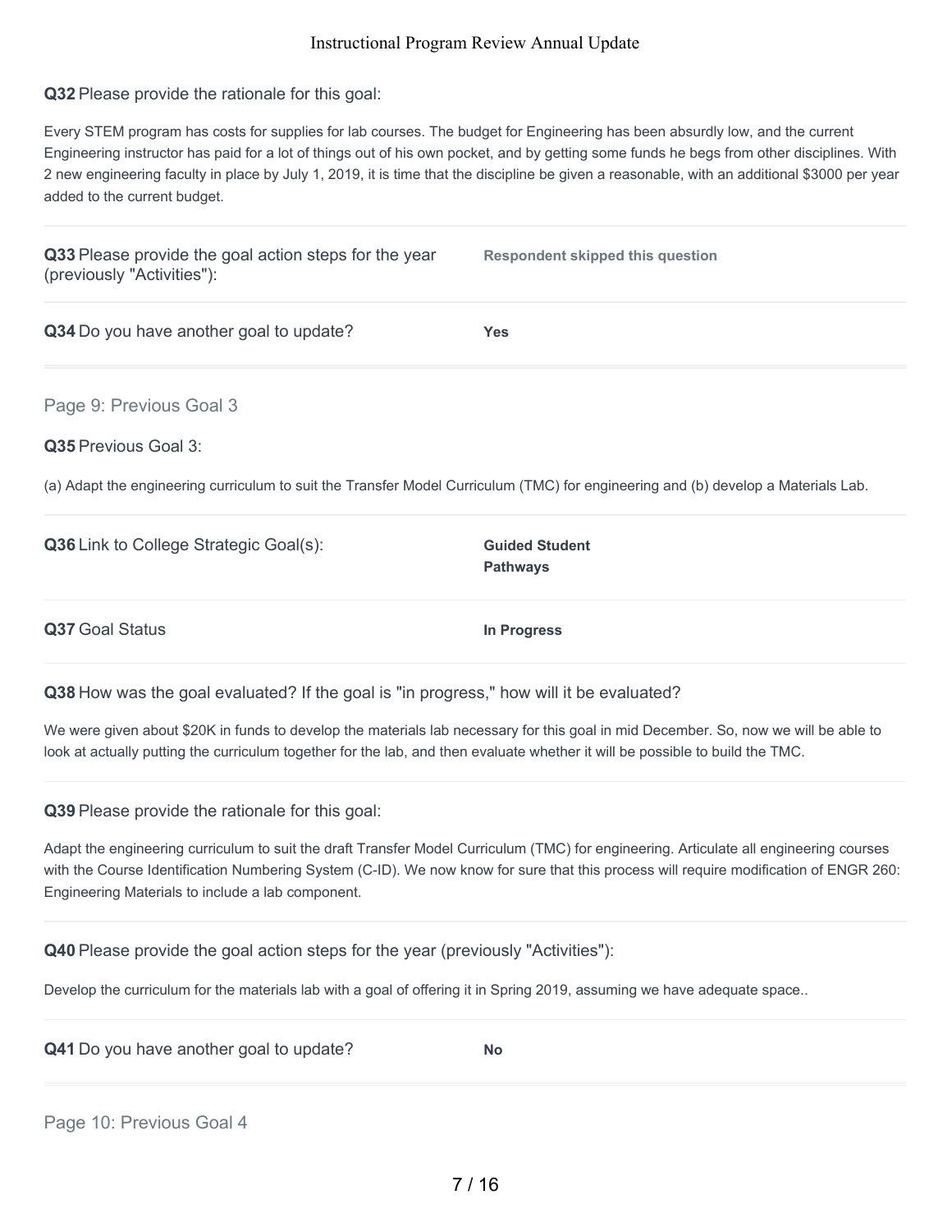**Q32** Please provide the rationale for this goal:

Every STEM program has costs for supplies for lab courses. The budget for Engineering has been absurdly low, and the current Engineering instructor has paid for a lot of things out of his own pocket, and by getting some funds he begs from other disciplines. With 2 new engineering faculty in place by July 1, 2019, it is time that the discipline be given a reasonable, with an additional $3000 per year added to the current budget.

---

**Q33** Please provide the goal action steps for the year (previously "Activities"): **Respondent skipped this question**

---

**Q34** Do you have another goal to update? **Yes**

---

## Page 9: Previous Goal 3

**Q35** Previous Goal 3:

(a) Adapt the engineering curriculum to suit the Transfer Model Curriculum (TMC) for engineering and (b) develop a Materials Lab.

---

**Q36** Link to College Strategic Goal(s): **Guided Student Pathways**

---

**Q37** Goal Status **In Progress**

---

**Q38** How was the goal evaluated? If the goal is "in progress," how will it be evaluated?

We were given about $20K in funds to develop the materials lab necessary for this goal in mid December. So, now we will be able to look at actually putting the curriculum together for the lab, and then evaluate whether it will be possible to build the TMC.

---

**Q39** Please provide the rationale for this goal:

Adapt the engineering curriculum to suit the draft Transfer Model Curriculum (TMC) for engineering. Articulate all engineering courses with the Course Identification Numbering System (C-ID). We now know for sure that this process will require modification of ENGR 260: Engineering Materials to include a lab component.

---

**Q40** Please provide the goal action steps for the year (previously "Activities"):

Develop the curriculum for the materials lab with a goal of offering it in Spring 2019, assuming we have adequate space..

---

**Q41** Do you have another goal to update? **No**

---

## Page 10: Previous Goal 4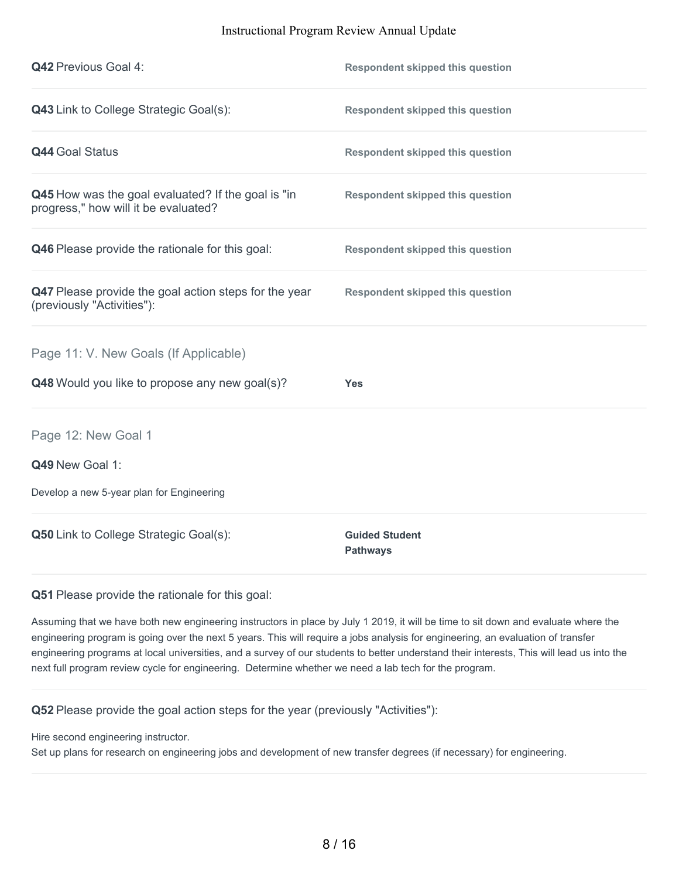**Q42** Previous Goal 4:

**Respondent skipped this question**

**Q43** Link to College Strategic Goal(s):

**Respondent skipped this question**

**Q44** Goal Status

**Respondent skipped this question**

**Q45** How was the goal evaluated? If the goal is "in progress," how will it be evaluated?

**Respondent skipped this question**

**Q46** Please provide the rationale for this goal:

**Respondent skipped this question**

**Q47** Please provide the goal action steps for the year (previously "Activities"):

**Respondent skipped this question**

## Page 11: V. New Goals (If Applicable)

**Q48** Would you like to propose any new goal(s)?

**Yes**

## Page 12: New Goal 1

**Q49** New Goal 1:

Develop a new 5-year plan for Engineering

**Q50** Link to College Strategic Goal(s):

**Guided Student Pathways**

**Q51** Please provide the rationale for this goal:

Assuming that we have both new engineering instructors in place by July 1 2019, it will be time to sit down and evaluate where the engineering program is going over the next 5 years. This will require a jobs analysis for engineering, an evaluation of transfer engineering programs at local universities, and a survey of our students to better understand their interests, This will lead us into the next full program review cycle for engineering. Determine whether we need a lab tech for the program.

**Q52** Please provide the goal action steps for the year (previously "Activities"):

Hire second engineering instructor.
Set up plans for research on engineering jobs and development of new transfer degrees (if necessary) for engineering.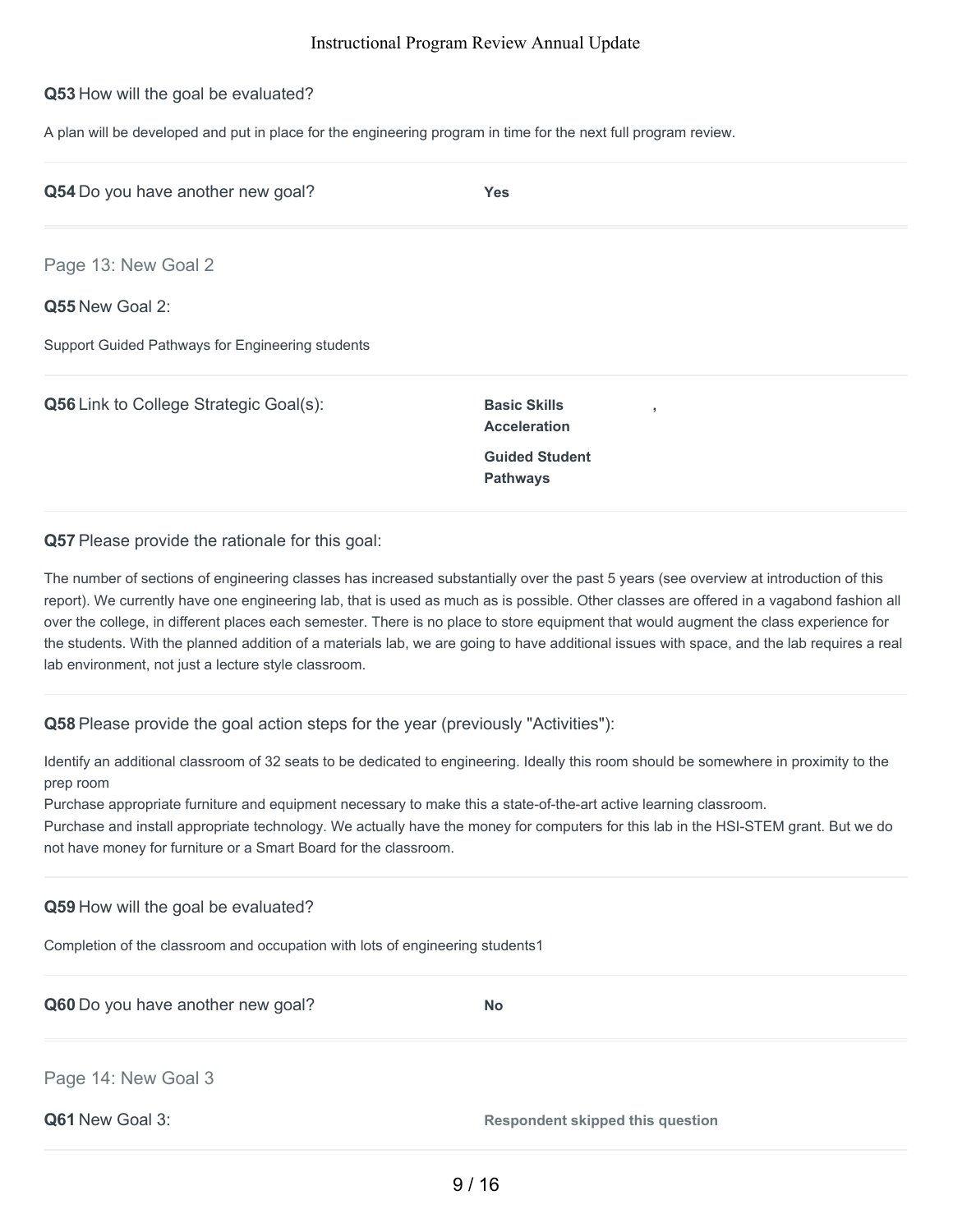**Q53** How will the goal be evaluated?

A plan will be developed and put in place for the engineering program in time for the next full program review.

**Q54** Do you have another new goal? **Yes**

## Page 13: New Goal 2

**Q55** New Goal 2:

Support Guided Pathways for Engineering students

**Q56** Link to College Strategic Goal(s):

**Basic Skills Acceleration** ,

**Guided Student Pathways**

**Q57** Please provide the rationale for this goal:

The number of sections of engineering classes has increased substantially over the past 5 years (see overview at introduction of this report). We currently have one engineering lab, that is used as much as is possible. Other classes are offered in a vagabond fashion all over the college, in different places each semester. There is no place to store equipment that would augment the class experience for the students. With the planned addition of a materials lab, we are going to have additional issues with space, and the lab requires a real lab environment, not just a lecture style classroom.

**Q58** Please provide the goal action steps for the year (previously "Activities"):

Identify an additional classroom of 32 seats to be dedicated to engineering. Ideally this room should be somewhere in proximity to the prep room
Purchase appropriate furniture and equipment necessary to make this a state-of-the-art active learning classroom.
Purchase and install appropriate technology. We actually have the money for computers for this lab in the HSI-STEM grant. But we do not have money for furniture or a Smart Board for the classroom.

**Q59** How will the goal be evaluated?

Completion of the classroom and occupation with lots of engineering students1

**Q60** Do you have another new goal? **No**

## Page 14: New Goal 3

**Q61** New Goal 3: **Respondent skipped this question**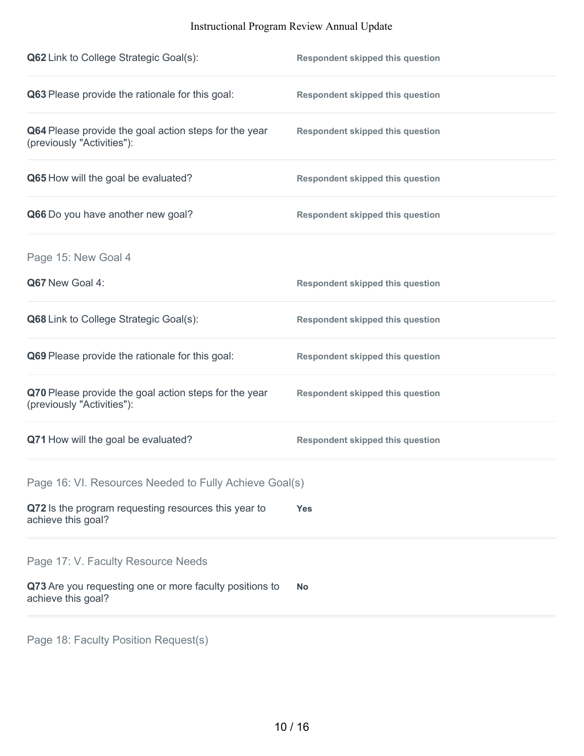**Q62** Link to College Strategic Goal(s): **Respondent skipped this question**

**Q63** Please provide the rationale for this goal: **Respondent skipped this question**

**Q64** Please provide the goal action steps for the year (previously "Activities"): **Respondent skipped this question**

**Q65** How will the goal be evaluated? **Respondent skipped this question**

**Q66** Do you have another new goal? **Respondent skipped this question**

## Page 15: New Goal 4

**Q67** New Goal 4: **Respondent skipped this question**

**Q68** Link to College Strategic Goal(s): **Respondent skipped this question**

**Q69** Please provide the rationale for this goal: **Respondent skipped this question**

**Q70** Please provide the goal action steps for the year (previously "Activities"): **Respondent skipped this question**

**Q71** How will the goal be evaluated? **Respondent skipped this question**

## Page 16: VI. Resources Needed to Fully Achieve Goal(s)

**Q72** Is the program requesting resources this year to achieve this goal? **Yes**

## Page 17: V. Faculty Resource Needs

**Q73** Are you requesting one or more faculty positions to achieve this goal? **No**

## Page 18: Faculty Position Request(s)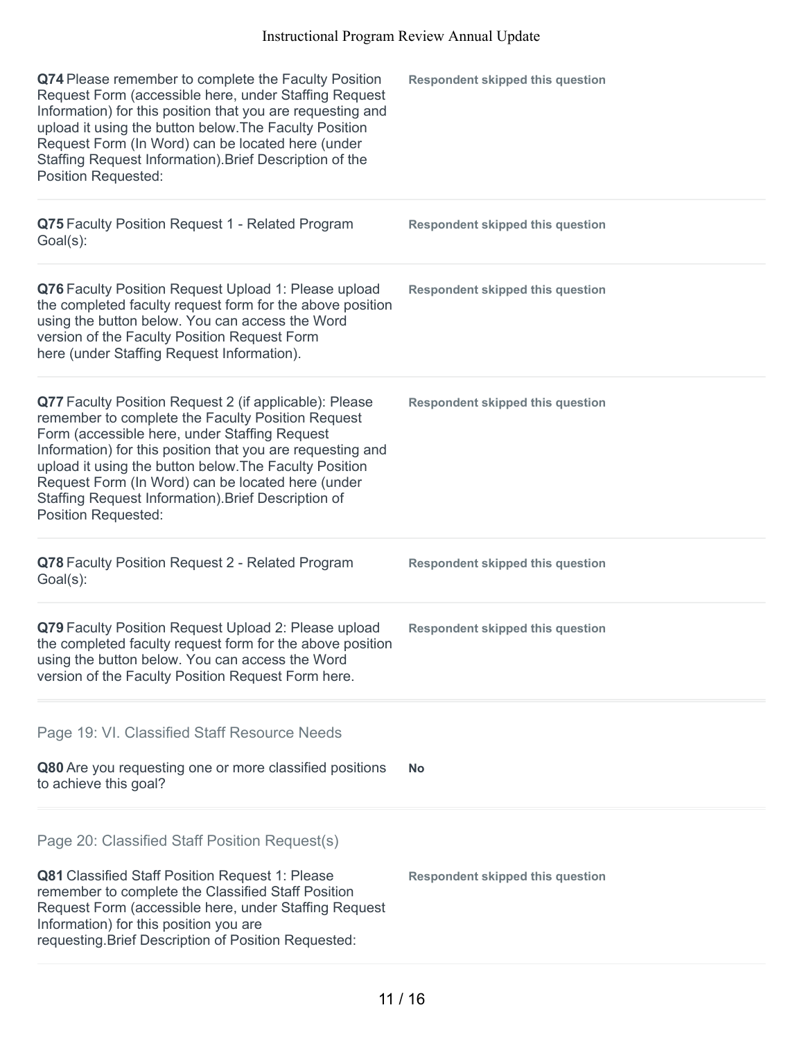**Q74** Please remember to complete the Faculty Position Request Form (accessible here, under Staffing Request Information) for this position that you are requesting and upload it using the button below.The Faculty Position Request Form (In Word) can be located here (under Staffing Request Information).Brief Description of the Position Requested:

**Respondent skipped this question**

---

**Q75** Faculty Position Request 1 - Related Program Goal(s):

**Respondent skipped this question**

---

**Q76** Faculty Position Request Upload 1: Please upload the completed faculty request form for the above position using the button below. You can access the Word version of the Faculty Position Request Form here (under Staffing Request Information).

**Respondent skipped this question**

---

**Q77** Faculty Position Request 2 (if applicable): Please remember to complete the Faculty Position Request Form (accessible here, under Staffing Request Information) for this position that you are requesting and upload it using the button below.The Faculty Position Request Form (In Word) can be located here (under Staffing Request Information).Brief Description of Position Requested:

**Respondent skipped this question**

---

**Q78** Faculty Position Request 2 - Related Program Goal(s):

**Respondent skipped this question**

---

**Q79** Faculty Position Request Upload 2: Please upload the completed faculty request form for the above position using the button below. You can access the Word version of the Faculty Position Request Form here.

**Respondent skipped this question**

---

## Page 19: VI. Classified Staff Resource Needs

**Q80** Are you requesting one or more classified positions to achieve this goal?

**No**

---

## Page 20: Classified Staff Position Request(s)

**Q81** Classified Staff Position Request 1: Please remember to complete the Classified Staff Position Request Form (accessible here, under Staffing Request Information) for this position you are requesting.Brief Description of Position Requested:

**Respondent skipped this question**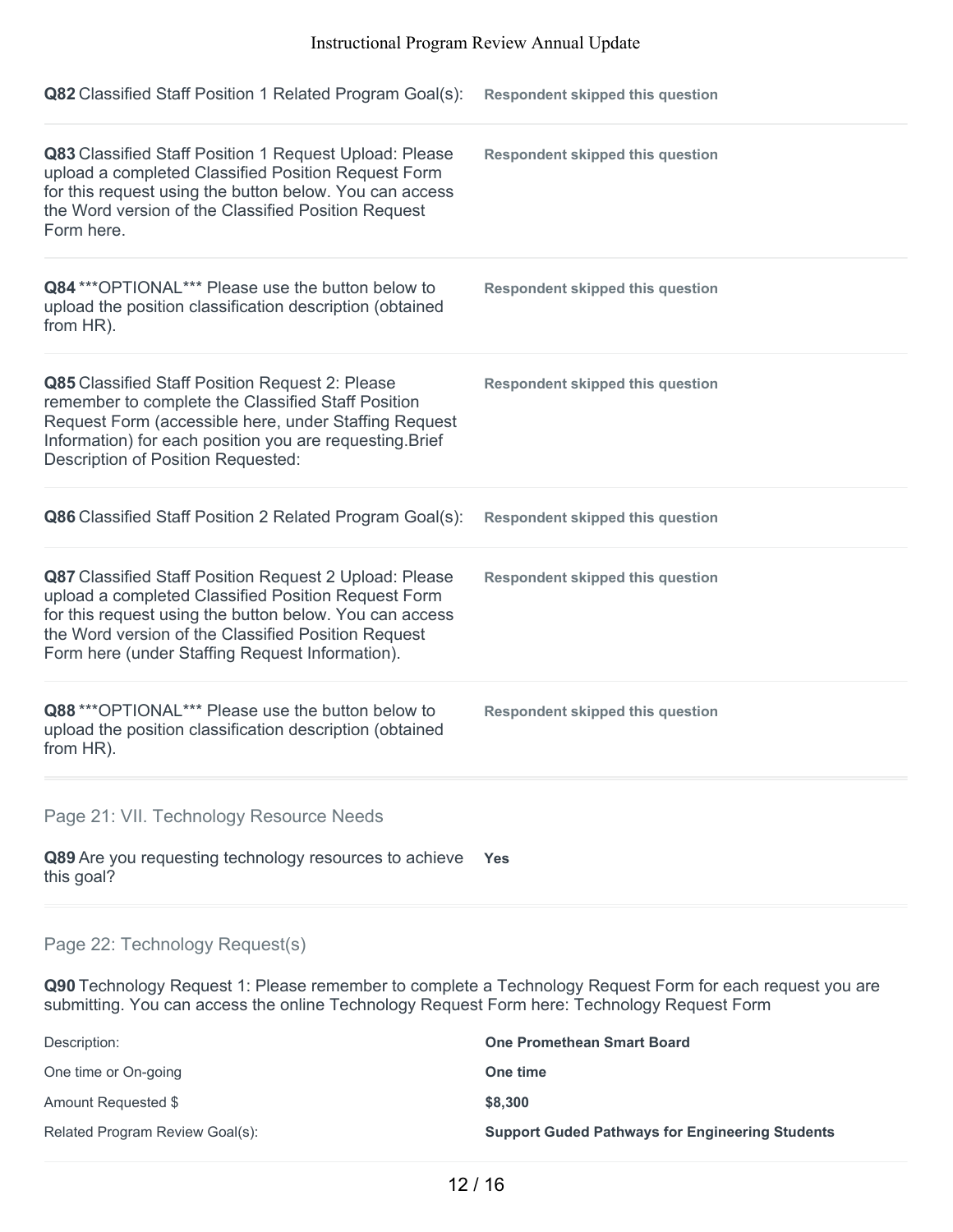**Q82** Classified Staff Position 1 Related Program Goal(s): **Respondent skipped this question**

**Q83** Classified Staff Position 1 Request Upload: Please upload a completed Classified Position Request Form for this request using the button below. You can access the Word version of the Classified Position Request Form here. **Respondent skipped this question**

**Q84** ***OPTIONAL*** Please use the button below to upload the position classification description (obtained from HR). **Respondent skipped this question**

**Q85** Classified Staff Position Request 2: Please remember to complete the Classified Staff Position Request Form (accessible here, under Staffing Request Information) for each position you are requesting.Brief Description of Position Requested: **Respondent skipped this question**

**Q86** Classified Staff Position 2 Related Program Goal(s): **Respondent skipped this question**

**Q87** Classified Staff Position Request 2 Upload: Please upload a completed Classified Position Request Form for this request using the button below. You can access the Word version of the Classified Position Request Form here (under Staffing Request Information). **Respondent skipped this question**

**Q88** ***OPTIONAL*** Please use the button below to upload the position classification description (obtained from HR). **Respondent skipped this question**

## Page 21: VII. Technology Resource Needs

**Q89** Are you requesting technology resources to achieve this goal? **Yes**

## Page 22: Technology Request(s)

**Q90** Technology Request 1: Please remember to complete a Technology Request Form for each request you are submitting. You can access the online Technology Request Form here: Technology Request Form

| | |
|---|---|
| Description: | **One Promethean Smart Board** |
| One time or On-going | **One time** |
| Amount Requested $ | **$8,300** |
| Related Program Review Goal(s): | **Support Guded Pathways for Engineering Students** |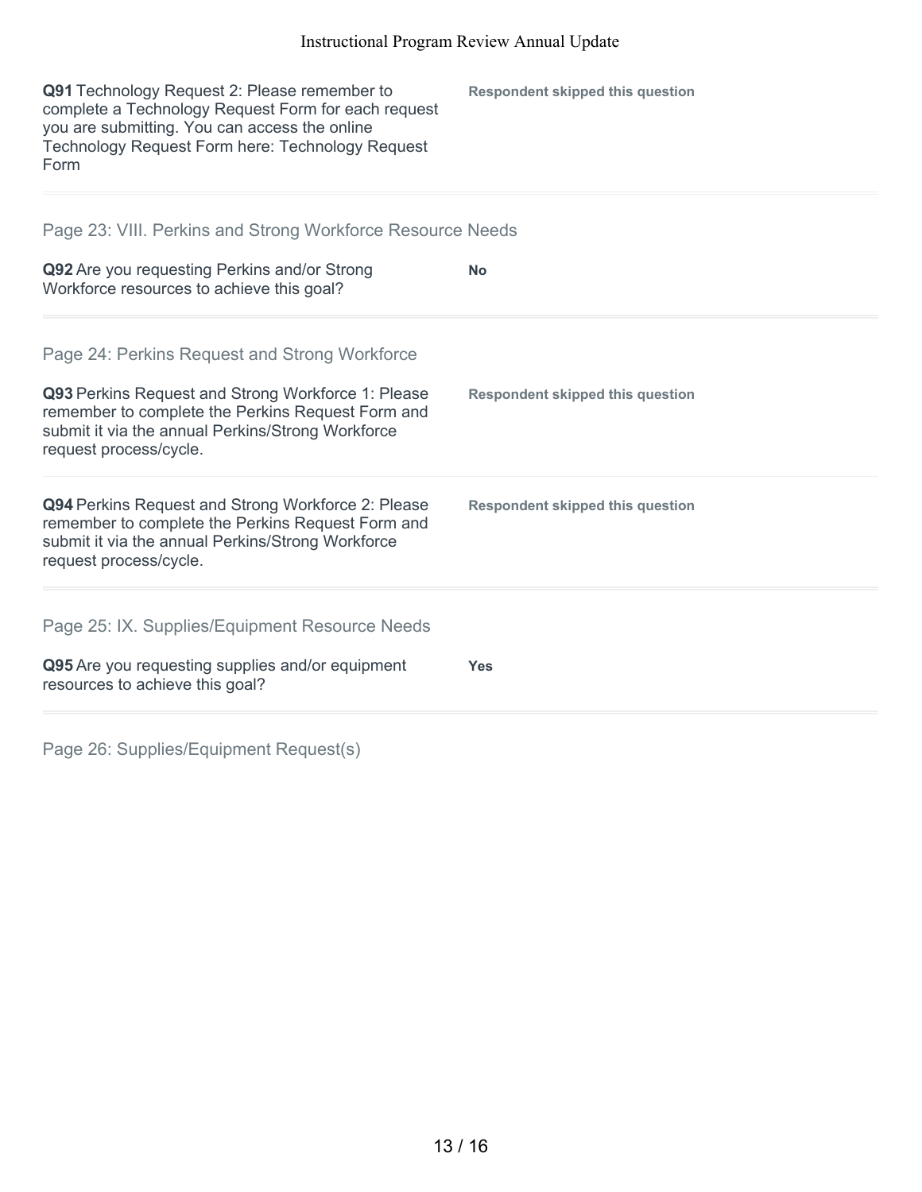**Q91** Technology Request 2: Please remember to complete a Technology Request Form for each request you are submitting. You can access the online Technology Request Form here: Technology Request Form

**Respondent skipped this question**

## Page 23: VIII. Perkins and Strong Workforce Resource Needs

**Q92** Are you requesting Perkins and/or Strong Workforce resources to achieve this goal?

**No**

## Page 24: Perkins Request and Strong Workforce

**Q93** Perkins Request and Strong Workforce 1: Please remember to complete the Perkins Request Form and submit it via the annual Perkins/Strong Workforce request process/cycle.

**Respondent skipped this question**

**Q94** Perkins Request and Strong Workforce 2: Please remember to complete the Perkins Request Form and submit it via the annual Perkins/Strong Workforce request process/cycle.

**Respondent skipped this question**

## Page 25: IX. Supplies/Equipment Resource Needs

**Q95** Are you requesting supplies and/or equipment resources to achieve this goal?

**Yes**

## Page 26: Supplies/Equipment Request(s)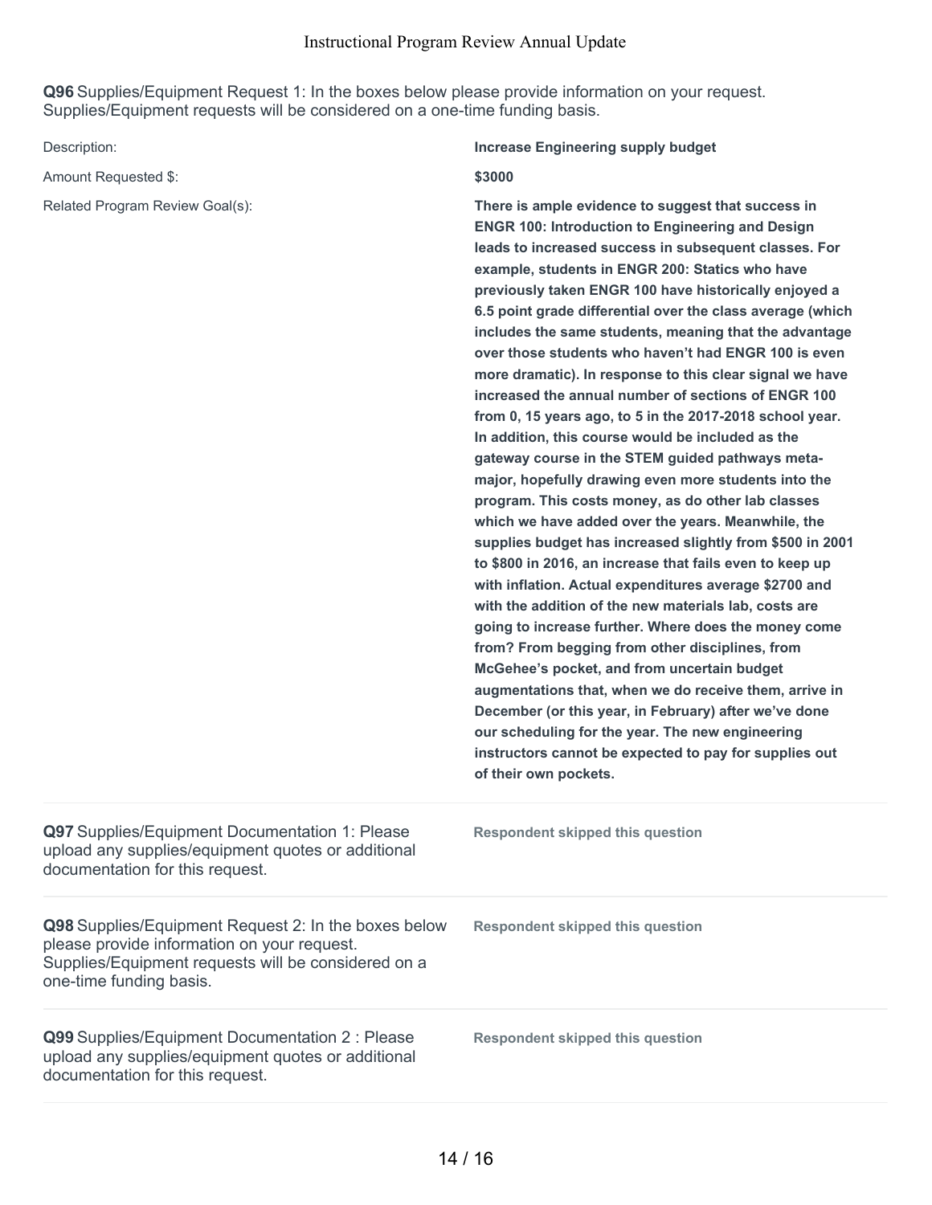**Q96** Supplies/Equipment Request 1: In the boxes below please provide information on your request. Supplies/Equipment requests will be considered on a one-time funding basis.

| | |
|---|---|
| Description: | **Increase Engineering supply budget** |
| Amount Requested $: | **$3000** |
| Related Program Review Goal(s): | **There is ample evidence to suggest that success in ENGR 100: Introduction to Engineering and Design leads to increased success in subsequent classes. For example, students in ENGR 200: Statics who have previously taken ENGR 100 have historically enjoyed a 6.5 point grade differential over the class average (which includes the same students, meaning that the advantage over those students who haven't had ENGR 100 is even more dramatic). In response to this clear signal we have increased the annual number of sections of ENGR 100 from 0, 15 years ago, to 5 in the 2017-2018 school year. In addition, this course would be included as the gateway course in the STEM guided pathways meta-major, hopefully drawing even more students into the program. This costs money, as do other lab classes which we have added over the years. Meanwhile, the supplies budget has increased slightly from $500 in 2001 to $800 in 2016, an increase that fails even to keep up with inflation. Actual expenditures average $2700 and with the addition of the new materials lab, costs are going to increase further. Where does the money come from? From begging from other disciplines, from McGehee's pocket, and from uncertain budget augmentations that, when we do receive them, arrive in December (or this year, in February) after we've done our scheduling for the year. The new engineering instructors cannot be expected to pay for supplies out of their own pockets.** |

**Q97** Supplies/Equipment Documentation 1: Please upload any supplies/equipment quotes or additional documentation for this request.

**Respondent skipped this question**

**Q98** Supplies/Equipment Request 2: In the boxes below please provide information on your request. Supplies/Equipment requests will be considered on a one-time funding basis.

**Respondent skipped this question**

**Q99** Supplies/Equipment Documentation 2 : Please upload any supplies/equipment quotes or additional documentation for this request.

**Respondent skipped this question**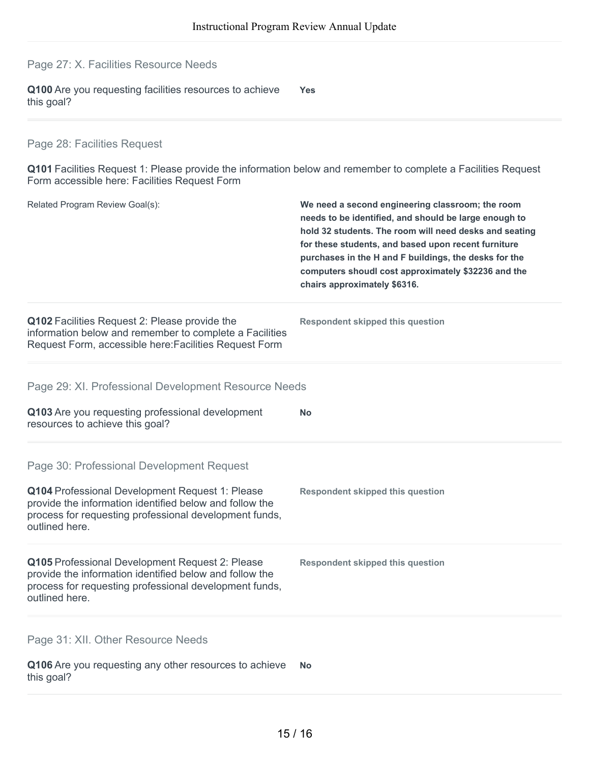## Page 27: X. Facilities Resource Needs

**Q100** Are you requesting facilities resources to achieve this goal?

**Yes**

## Page 28: Facilities Request

**Q101** Facilities Request 1: Please provide the information below and remember to complete a Facilities Request Form accessible here: Facilities Request Form

Related Program Review Goal(s):

**We need a second engineering classroom; the room needs to be identified, and should be large enough to hold 32 students. The room will need desks and seating for these students, and based upon recent furniture purchases in the H and F buildings, the desks for the computers shoudl cost approximately $32236 and the chairs approximately $6316.**

**Q102** Facilities Request 2: Please provide the information below and remember to complete a Facilities Request Form, accessible here:Facilities Request Form

**Respondent skipped this question**

## Page 29: XI. Professional Development Resource Needs

**Q103** Are you requesting professional development resources to achieve this goal?

**No**

## Page 30: Professional Development Request

**Q104** Professional Development Request 1: Please provide the information identified below and follow the process for requesting professional development funds, outlined here.

**Respondent skipped this question**

**Q105** Professional Development Request 2: Please provide the information identified below and follow the process for requesting professional development funds, outlined here.

**Respondent skipped this question**

## Page 31: XII. Other Resource Needs

**Q106** Are you requesting any other resources to achieve this goal?

**No**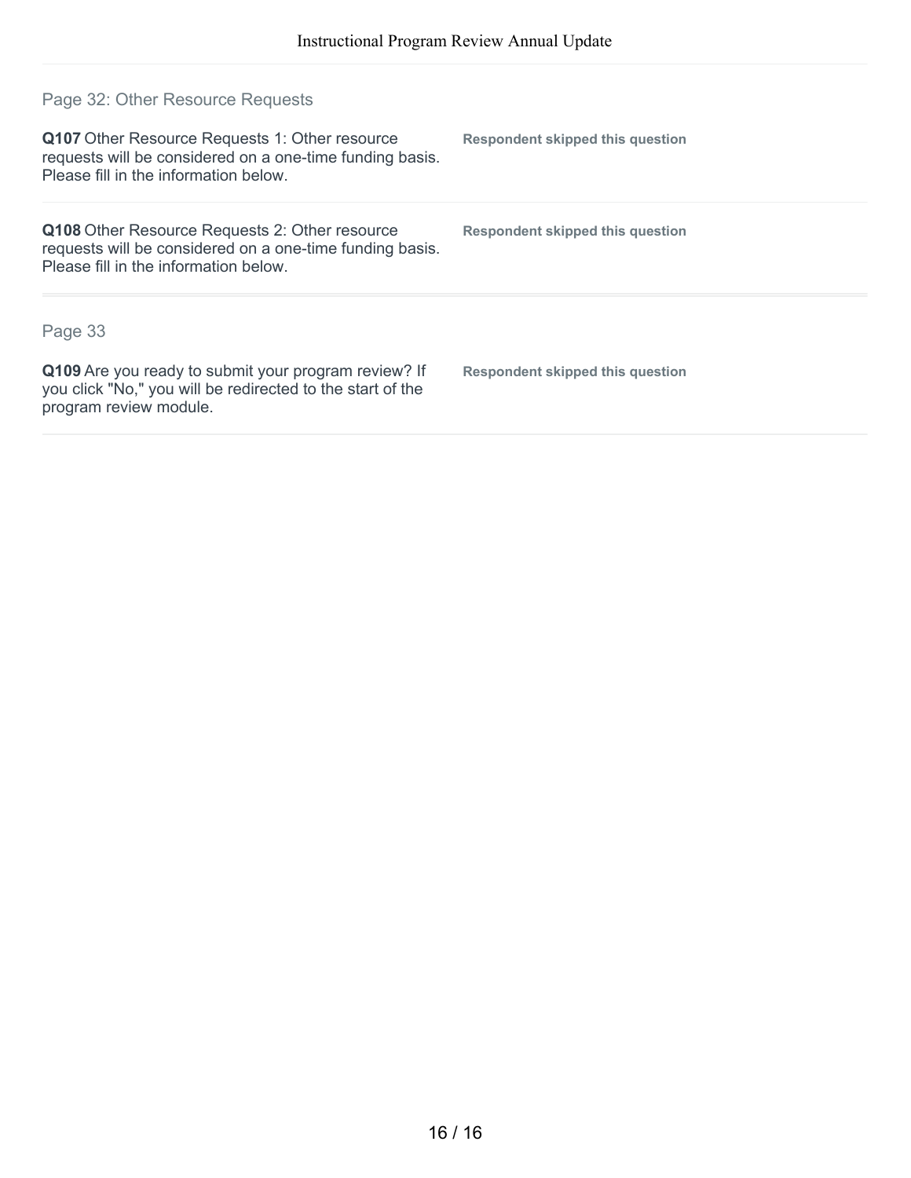## Page 32: Other Resource Requests

**Q107** Other Resource Requests 1: Other resource requests will be considered on a one-time funding basis. Please fill in the information below.

**Respondent skipped this question**

**Q108** Other Resource Requests 2: Other resource requests will be considered on a one-time funding basis. Please fill in the information below.

**Respondent skipped this question**

## Page 33

**Q109** Are you ready to submit your program review? If you click "No," you will be redirected to the start of the program review module.

**Respondent skipped this question**